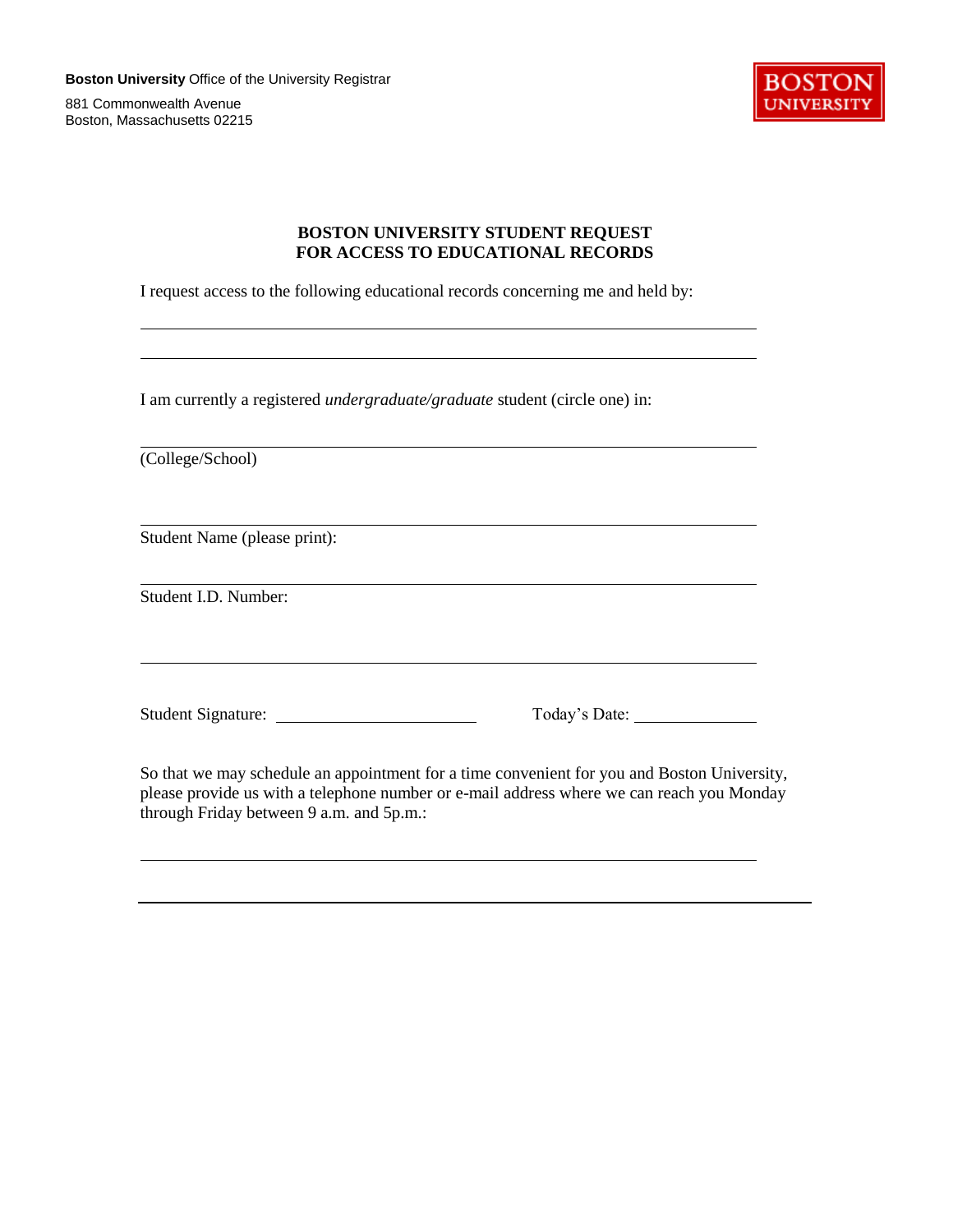**Boston University** Office of the University Registrar

881 Commonwealth Avenue
Boston, Massachusetts 02215

BOSTON UNIVERSITY

## BOSTON UNIVERSITY STUDENT REQUEST FOR ACCESS TO EDUCATIONAL RECORDS

I request access to the following educational records concerning me and held by:

\_\_\_\_\_\_\_\_\_\_\_\_\_\_\_\_\_\_\_\_\_\_\_\_\_\_\_\_\_\_\_\_\_\_\_\_\_\_\_\_\_\_\_\_\_\_\_\_\_\_\_\_\_\_\_\_

\_\_\_\_\_\_\_\_\_\_\_\_\_\_\_\_\_\_\_\_\_\_\_\_\_\_\_\_\_\_\_\_\_\_\_\_\_\_\_\_\_\_\_\_\_\_\_\_\_\_\_\_\_\_\_\_

I am currently a registered *undergraduate/graduate* student (circle one) in:

\_\_\_\_\_\_\_\_\_\_\_\_\_\_\_\_\_\_\_\_\_\_\_\_\_\_\_\_\_\_\_\_\_\_\_\_\_\_\_\_\_\_\_\_\_\_\_\_\_\_\_\_\_\_\_\_

(College/School)

\_\_\_\_\_\_\_\_\_\_\_\_\_\_\_\_\_\_\_\_\_\_\_\_\_\_\_\_\_\_\_\_\_\_\_\_\_\_\_\_\_\_\_\_\_\_\_\_\_\_\_\_\_\_\_\_

Student Name (please print):

\_\_\_\_\_\_\_\_\_\_\_\_\_\_\_\_\_\_\_\_\_\_\_\_\_\_\_\_\_\_\_\_\_\_\_\_\_\_\_\_\_\_\_\_\_\_\_\_\_\_\_\_\_\_\_\_

Student I.D. Number:

\_\_\_\_\_\_\_\_\_\_\_\_\_\_\_\_\_\_\_\_\_\_\_\_\_\_\_\_\_\_\_\_\_\_\_\_\_\_\_\_\_\_\_\_\_\_\_\_\_\_\_\_\_\_\_\_

Student Signature: \_\_\_\_\_\_\_\_\_\_\_\_\_\_\_\_\_\_\_\_\_\_\_\_ Today's Date: \_\_\_\_\_\_\_\_\_\_\_\_\_\_

So that we may schedule an appointment for a time convenient for you and Boston University, please provide us with a telephone number or e-mail address where we can reach you Monday through Friday between 9 a.m. and 5p.m.:

\_\_\_\_\_\_\_\_\_\_\_\_\_\_\_\_\_\_\_\_\_\_\_\_\_\_\_\_\_\_\_\_\_\_\_\_\_\_\_\_\_\_\_\_\_\_\_\_\_\_\_\_\_\_\_\_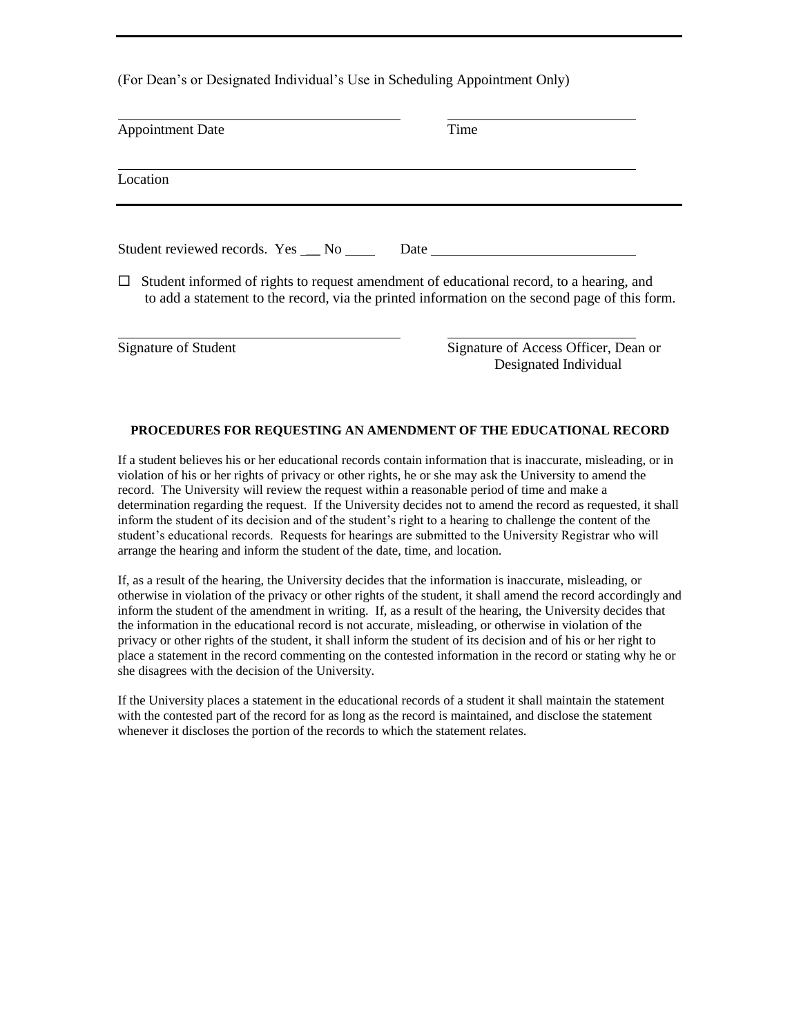---

(For Dean's or Designated Individual's Use in Scheduling Appointment Only)

______________________________ ______________________

Appointment Date Time

________________________________________________________

Location

---

Student reviewed records. Yes ___ No ____ Date ______________________

☐ Student informed of rights to request amendment of educational record, to a hearing, and to add a statement to the record, via the printed information on the second page of this form.

______________________________ ______________________

Signature of Student Signature of Access Officer, Dean or Designated Individual

**PROCEDURES FOR REQUESTING AN AMENDMENT OF THE EDUCATIONAL RECORD**

If a student believes his or her educational records contain information that is inaccurate, misleading, or in violation of his or her rights of privacy or other rights, he or she may ask the University to amend the record. The University will review the request within a reasonable period of time and make a determination regarding the request. If the University decides not to amend the record as requested, it shall inform the student of its decision and of the student's right to a hearing to challenge the content of the student's educational records. Requests for hearings are submitted to the University Registrar who will arrange the hearing and inform the student of the date, time, and location.

If, as a result of the hearing, the University decides that the information is inaccurate, misleading, or otherwise in violation of the privacy or other rights of the student, it shall amend the record accordingly and inform the student of the amendment in writing. If, as a result of the hearing, the University decides that the information in the educational record is not accurate, misleading, or otherwise in violation of the privacy or other rights of the student, it shall inform the student of its decision and of his or her right to place a statement in the record commenting on the contested information in the record or stating why he or she disagrees with the decision of the University.

If the University places a statement in the educational records of a student it shall maintain the statement with the contested part of the record for as long as the record is maintained, and disclose the statement whenever it discloses the portion of the records to which the statement relates.